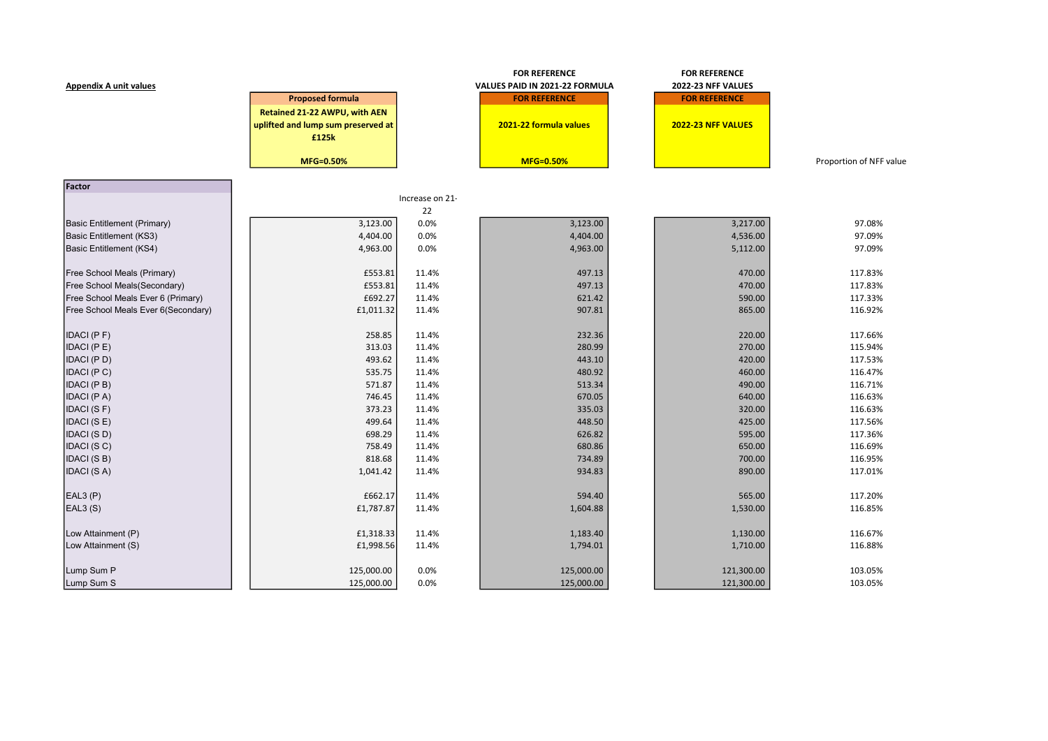**Appendix A unit values**

| Factor | Proposed formula<br>Retained 21-22 AWPU, with AEN uplifted and lump sum preserved at £125k<br>MFG=0.50% | Increase on 21-22 | FOR REFERENCE<br>VALUES PAID IN 2021-22 FORMULA<br>2021-22 formula values<br>MFG=0.50% | FOR REFERENCE<br>2022-23 NFF VALUES<br>2022-23 NFF VALUES | Proportion of NFF value |
|---|---|---|---|---|---|
| Basic Entitlement (Primary) | 3,123.00 | 0.0% | 3,123.00 | 3,217.00 | 97.08% |
| Basic Entitlement (KS3) | 4,404.00 | 0.0% | 4,404.00 | 4,536.00 | 97.09% |
| Basic Entitlement (KS4) | 4,963.00 | 0.0% | 4,963.00 | 5,112.00 | 97.09% |
| | | | | | |
| Free School Meals (Primary) | £553.81 | 11.4% | 497.13 | 470.00 | 117.83% |
| Free School Meals(Secondary) | £553.81 | 11.4% | 497.13 | 470.00 | 117.83% |
| Free School Meals Ever 6 (Primary) | £692.27 | 11.4% | 621.42 | 590.00 | 117.33% |
| Free School Meals Ever 6(Secondary) | £1,011.32 | 11.4% | 907.81 | 865.00 | 116.92% |
| | | | | | |
| IDACI (P F) | 258.85 | 11.4% | 232.36 | 220.00 | 117.66% |
| IDACI (P E) | 313.03 | 11.4% | 280.99 | 270.00 | 115.94% |
| IDACI (P D) | 493.62 | 11.4% | 443.10 | 420.00 | 117.53% |
| IDACI (P C) | 535.75 | 11.4% | 480.92 | 460.00 | 116.47% |
| IDACI (P B) | 571.87 | 11.4% | 513.34 | 490.00 | 116.71% |
| IDACI (P A) | 746.45 | 11.4% | 670.05 | 640.00 | 116.63% |
| IDACI (S F) | 373.23 | 11.4% | 335.03 | 320.00 | 116.63% |
| IDACI (S E) | 499.64 | 11.4% | 448.50 | 425.00 | 117.56% |
| IDACI (S D) | 698.29 | 11.4% | 626.82 | 595.00 | 117.36% |
| IDACI (S C) | 758.49 | 11.4% | 680.86 | 650.00 | 116.69% |
| IDACI (S B) | 818.68 | 11.4% | 734.89 | 700.00 | 116.95% |
| IDACI (S A) | 1,041.42 | 11.4% | 934.83 | 890.00 | 117.01% |
| | | | | | |
| EAL3 (P) | £662.17 | 11.4% | 594.40 | 565.00 | 117.20% |
| EAL3 (S) | £1,787.87 | 11.4% | 1,604.88 | 1,530.00 | 116.85% |
| | | | | | |
| Low Attainment (P) | £1,318.33 | 11.4% | 1,183.40 | 1,130.00 | 116.67% |
| Low Attainment (S) | £1,998.56 | 11.4% | 1,794.01 | 1,710.00 | 116.88% |
| | | | | | |
| Lump Sum P | 125,000.00 | 0.0% | 125,000.00 | 121,300.00 | 103.05% |
| Lump Sum S | 125,000.00 | 0.0% | 125,000.00 | 121,300.00 | 103.05% |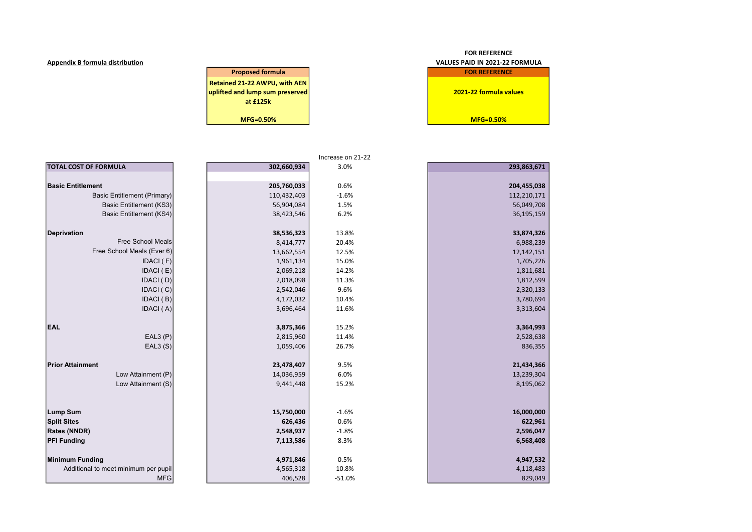**Appendix B formula distribution**

| | Proposed formula | | FOR REFERENCE VALUES PAID IN 2021-22 FORMULA |
|---|---|---|---|
| | Retained 21-22 AWPU, with AEN uplifted and lump sum preserved at £125k | | FOR REFERENCE 2021-22 formula values |
| | MFG=0.50% | Increase on 21-22 | MFG=0.50% |
| **TOTAL COST OF FORMULA** | **302,660,934** | 3.0% | **293,863,671** |
| | | | |
| **Basic Entitlement** | **205,760,033** | 0.6% | **204,455,038** |
| Basic Entitlement (Primary) | 110,432,403 | -1.6% | 112,210,171 |
| Basic Entitlement (KS3) | 56,904,084 | 1.5% | 56,049,708 |
| Basic Entitlement (KS4) | 38,423,546 | 6.2% | 36,195,159 |
| | | | |
| **Deprivation** | **38,536,323** | 13.8% | **33,874,326** |
| Free School Meals | 8,414,777 | 20.4% | 6,988,239 |
| Free School Meals (Ever 6) | 13,662,554 | 12.5% | 12,142,151 |
| IDACI ( F) | 1,961,134 | 15.0% | 1,705,226 |
| IDACI ( E) | 2,069,218 | 14.2% | 1,811,681 |
| IDACI ( D) | 2,018,098 | 11.3% | 1,812,599 |
| IDACI ( C) | 2,542,046 | 9.6% | 2,320,133 |
| IDACI ( B) | 4,172,032 | 10.4% | 3,780,694 |
| IDACI ( A) | 3,696,464 | 11.6% | 3,313,604 |
| | | | |
| **EAL** | **3,875,366** | 15.2% | **3,364,993** |
| EAL3 (P) | 2,815,960 | 11.4% | 2,528,638 |
| EAL3 (S) | 1,059,406 | 26.7% | 836,355 |
| | | | |
| **Prior Attainment** | **23,478,407** | 9.5% | **21,434,366** |
| Low Attainment (P) | 14,036,959 | 6.0% | 13,239,304 |
| Low Attainment (S) | 9,441,448 | 15.2% | 8,195,062 |
| | | | |
| **Lump Sum** | **15,750,000** | -1.6% | **16,000,000** |
| **Split Sites** | **626,436** | 0.6% | **622,961** |
| **Rates (NNDR)** | **2,548,937** | -1.8% | **2,596,047** |
| **PFI Funding** | **7,113,586** | 8.3% | **6,568,408** |
| | | | |
| **Minimum Funding** | **4,971,846** | 0.5% | **4,947,532** |
| Additional to meet minimum per pupil | 4,565,318 | 10.8% | 4,118,483 |
| MFG | 406,528 | -51.0% | 829,049 |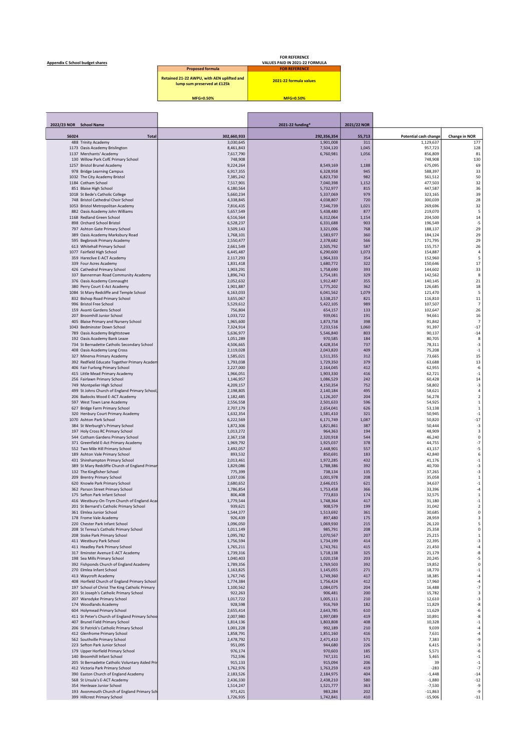**Appendix C School budget shares**

| Proposed formula | FOR REFERENCE |
|---|---|
| Retained 21-22 AWPU, with AEN uplifted and lump sum preserved at £125k | 2021-22 formula values |
| MFG=0.50% | MFG=0.50% |

FOR REFERENCE
VALUES PAID IN 2021-22 FORMULA

| 2022/23 NOR | School Name | | 2021-22 funding* | 2021/22 NOR | Potential cash change | Change in NOR |
|---|---|---|---|---|---|---|
| 56024 | Total | 302,660,933 | 292,356,354 | 55,713 | | |
| 488 | Trinity Academy | 3,030,645 | 1,901,008 | 311 | 1,129,637 | 177 |
| 1173 | Oasis Academy Brislington | 8,461,843 | 7,504,120 | 1,045 | 957,723 | 128 |
| 1137 | Merchants' Academy | 7,617,790 | 6,760,981 | 1,056 | 856,809 | 81 |
| 130 | Willow Park CofE Primary School | 748,908 | - | - | 748,908 | 130 |
| 1257 | Bristol Brunel Academy | 9,224,264 | 8,549,169 | 1,188 | 675,095 | 69 |
| 978 | Bridge Learning Campus | 6,917,355 | 6,328,958 | 945 | 588,397 | 33 |
| 1032 | The City Academy Bristol | 7,385,242 | 6,823,730 | 982 | 561,512 | 50 |
| 1184 | Cotham School | 7,517,901 | 7,040,398 | 1,152 | 477,503 | 32 |
| 851 | Blaise High School | 6,180,564 | 5,732,977 | 815 | 447,587 | 36 |
| 1018 | St Bede's Catholic College | 5,660,234 | 5,337,069 | 979 | 323,165 | 39 |
| 748 | Bristol Cathedral Choir School | 4,338,845 | 4,038,807 | 720 | 300,039 | 28 |
| 1053 | Bristol Metropolitan Academy | 7,816,435 | 7,546,739 | 1,021 | 269,696 | 32 |
| 882 | Oasis Academy John Williams | 5,657,549 | 5,438,480 | 877 | 219,070 | 5 |
| 1168 | Redland Green School | 6,516,564 | 6,312,064 | 1,154 | 204,500 | 14 |
| 898 | Orchard School Bristol | 6,528,237 | 6,331,688 | 903 | 196,549 | -5 |
| 797 | Ashton Gate Primary School | 3,509,143 | 3,321,006 | 768 | 188,137 | 29 |
| 389 | Oasis Academy Marksbury Road | 1,768,101 | 1,583,977 | 360 | 184,124 | 29 |
| 595 | Begbrook Primary Academy | 2,550,477 | 2,378,682 | 566 | 171,795 | 29 |
| 613 | Whitehall Primary School | 2,661,549 | 2,505,792 | 587 | 155,757 | 26 |
| 1077 | Fairfield High School | 6,445,487 | 6,290,600 | 1,073 | 154,887 | 4 |
| 359 | Hareclive E-ACT Academy | 2,117,293 | 1,964,333 | 354 | 152,960 | 5 |
| 339 | Four Acres Academy | 1,831,418 | 1,680,772 | 322 | 150,646 | 17 |
| 426 | Cathedral Primary School | 1,903,291 | 1,758,690 | 393 | 144,602 | 33 |
| 337 | Bannerman Road Community Academy | 1,896,743 | 1,754,181 | 329 | 142,562 | 8 |
| 376 | Oasis Academy Connaught | 2,052,632 | 1,912,487 | 355 | 140,145 | 21 |
| 380 | Perry Court E-Act Academy | 1,901,887 | 1,775,202 | 362 | 126,685 | 18 |
| 1084 | St Mary Redcliffe and Temple School | 6,163,033 | 6,041,562 | 1,079 | 121,470 | 5 |
| 832 | Bishop Road Primary School | 3,655,067 | 3,538,257 | 821 | 116,810 | 11 |
| 996 | Bristol Free School | 5,529,612 | 5,422,105 | 989 | 107,507 | 7 |
| 159 | Avanti Gardens School | 756,804 | 654,157 | 133 | 102,647 | 26 |
| 207 | Broomhill Junior School | 1,033,722 | 939,061 | 191 | 94,661 | 16 |
| 405 | Blaise Primary and Nursery School | 1,965,600 | 1,873,758 | 398 | 91,842 | 7 |
| 1043 | Bedminster Down School | 7,324,914 | 7,233,516 | 1,060 | 91,397 | -17 |
| 789 | Oasis Academy Brightstowe | 5,636,977 | 5,546,840 | 803 | 90,137 | -14 |
| 192 | Oasis Academy Bank Leaze | 1,051,289 | 970,585 | 184 | 80,705 | 8 |
| 734 | St Bernadette Catholic Secondary School | 4,506,665 | 4,428,354 | 737 | 78,311 | -3 |
| 408 | Oasis Academy Long Cross | 2,119,028 | 2,043,820 | 409 | 75,208 | -1 |
| 327 | Minerva Primary Academy | 1,585,021 | 1,511,355 | 312 | 73,665 | 15 |
| 392 | Redfield Educate Together Primary Academ | 1,793,038 | 1,729,350 | 379 | 63,688 | 13 |
| 406 | Fair Furlong Primary School | 2,227,000 | 2,164,045 | 412 | 62,955 | -6 |
| 415 | Little Mead Primary Academy | 1,966,051 | 1,903,330 | 416 | 62,721 | -1 |
| 256 | Fairlawn Primary School | 1,146,957 | 1,086,529 | 242 | 60,428 | 14 |
| 749 | Montpelier High School | 4,209,157 | 4,150,354 | 752 | 58,802 | -3 |
| 499 | St Johns Church of England Primary School, | 2,198,805 | 2,140,184 | 495 | 58,621 | 4 |
| 206 | Badocks Wood E-ACT Academy | 1,182,485 | 1,126,207 | 204 | 56,278 | 2 |
| 597 | West Town Lane Academy | 2,556,558 | 2,501,633 | 596 | 54,925 | 1 |
| 627 | Bridge Farm Primary School | 2,707,179 | 2,654,041 | 626 | 53,138 | 1 |
| 320 | Henbury Court Primary Academy | 1,632,354 | 1,581,410 | 321 | 50,945 | -1 |
| 1070 | Ashton Park School | 6,222,569 | 6,171,749 | 1,087 | 50,820 | -17 |
| 384 | St Werburgh's Primary School | 1,872,306 | 1,821,861 | 387 | 50,444 | -3 |
| 197 | Holy Cross RC Primary School | 1,013,272 | 964,363 | 194 | 48,909 | 3 |
| 544 | Cotham Gardens Primary School | 2,367,158 | 2,320,918 | 544 | 46,240 | 0 |
| 371 | Greenfield E-Act Primary Academy | 1,969,792 | 1,925,037 | 378 | 44,755 | -7 |
| 552 | Two Mile Hill Primary School | 2,492,057 | 2,448,901 | 557 | 43,157 | -5 |
| 189 | Ashton Vale Primary School | 893,532 | 850,691 | 183 | 42,840 | 6 |
| 431 | Shirehampton Primary School | 2,013,461 | 1,972,285 | 432 | 41,176 | -1 |
| 389 | St Mary Redcliffe Church of England Primar | 1,829,086 | 1,788,386 | 392 | 40,700 | -3 |
| 132 | The Kingfisher School | 775,399 | 738,134 | 135 | 37,265 | -3 |
| 209 | Brentry Primary School | 1,037,036 | 1,001,978 | 208 | 35,058 | 1 |
| 620 | Knowle Park Primary School | 2,680,652 | 2,646,015 | 621 | 34,637 | -1 |
| 362 | Parson Street Primary School | 1,786,854 | 1,753,458 | 366 | 33,396 | -4 |
| 175 | Sefton Park Infant School | 806,408 | 773,833 | 174 | 32,575 | 1 |
| 416 | Westbury-On-Trym Church of England Acad | 1,779,544 | 1,748,364 | 417 | 31,180 | -1 |
| 201 | St Bernard's Catholic Primary School | 939,621 | 908,579 | 199 | 31,042 | 2 |
| 361 | Elmlea Junior School | 1,544,377 | 1,513,692 | 361 | 30,685 | 0 |
| 178 | Frome Vale Academy | 926,439 | 897,480 | 175 | 28,959 | 3 |
| 220 | Chester Park Infant School | 1,096,050 | 1,069,930 | 215 | 26,120 | 5 |
| 208 | St Teresa's Catholic Primary School | 1,011,149 | 985,791 | 208 | 25,358 | 0 |
| 208 | Stoke Park Primary School | 1,095,782 | 1,070,567 | 207 | 25,215 | 1 |
| 411 | Westbury Park School | 1,756,594 | 1,734,199 | 414 | 22,395 | -3 |
| 411 | Headley Park Primary School | 1,765,211 | 1,743,761 | 415 | 21,450 | -4 |
| 317 | Ilminster Avenue E-ACT Academy | 1,739,316 | 1,718,138 | 325 | 21,179 | -8 |
| 198 | Sea Mills Primary School | 1,040,403 | 1,020,158 | 203 | 20,245 | -5 |
| 392 | Fishponds Church of England Academy | 1,789,356 | 1,769,503 | 392 | 19,852 | 0 |
| 270 | Elmlea Infant School | 1,163,825 | 1,145,055 | 271 | 18,770 | -1 |
| 413 | Waycroft Academy | 1,767,745 | 1,749,360 | 417 | 18,385 | -4 |
| 408 | Horfield Church of England Primary School | 1,774,384 | 1,756,424 | 412 | 17,960 | -4 |
| 197 | School of Christ The King Catholic Primary | 1,100,562 | 1,084,075 | 204 | 16,488 | -7 |
| 203 | St Joseph's Catholic Primary School | 922,263 | 906,481 | 200 | 15,782 | 3 |
| 207 | Wansdyke Primary School | 1,017,722 | 1,005,111 | 210 | 12,610 | -3 |
| 174 | Woodlands Academy | 928,598 | 916,769 | 182 | 11,829 | -8 |
| 604 | Holymead Primary School | 2,655,414 | 2,643,785 | 610 | 11,629 | -6 |
| 411 | St Peter's Church of England Primary Schoo | 2,007,980 | 1,997,089 | 419 | 10,891 | -8 |
| 407 | Brunel Field Primary School | 1,814,136 | 1,803,808 | 408 | 10,328 | -1 |
| 206 | St Patrick's Catholic Primary School | 1,001,228 | 992,189 | 210 | 9,039 | -4 |
| 412 | Glenfrome Primary School | 1,858,791 | 1,851,160 | 416 | 7,631 | -4 |
| 562 | Southville Primary School | 2,478,792 | 2,471,410 | 571 | 7,383 | -9 |
| 223 | Sefton Park Junior School | 951,095 | 944,680 | 226 | 6,415 | -3 |
| 179 | Upper Horfield Primary School | 976,174 | 970,603 | 185 | 5,571 | -6 |
| 140 | Broomhill Infant School | 752,596 | 747,131 | 141 | 5,465 | -1 |
| 205 | St Bernadette Catholic Voluntary Aided Prir | 915,133 | 915,094 | 206 | 39 | -1 |
| 412 | Victoria Park Primary School | 1,762,976 | 1,763,259 | 419 | -283 | -7 |
| 390 | Easton Church of England Academy | 2,183,526 | 2,184,975 | 404 | -1,448 | -14 |
| 568 | St Ursula's E-ACT Academy | 2,436,330 | 2,438,210 | 580 | -1,880 | -12 |
| 354 | Henleaze Junior School | 1,514,247 | 1,521,777 | 363 | -7,530 | -9 |
| 193 | Avonmouth Church of England Primary Sch | 971,421 | 983,284 | 202 | -11,863 | -9 |
| 399 | Hillcrest Primary School | 1,726,935 | 1,742,841 | 410 | -15,906 | -11 |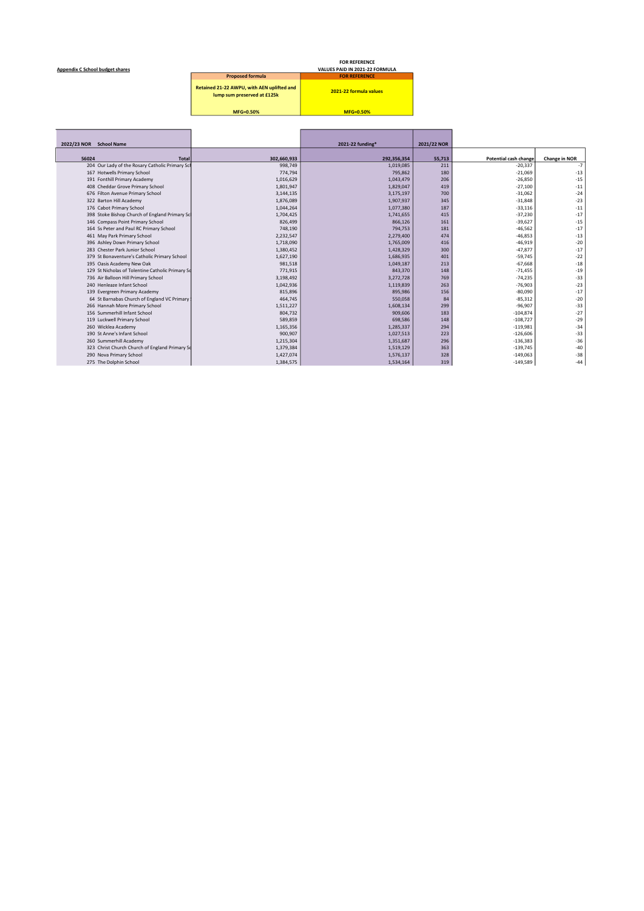**Appendix C School budget shares**

| Proposed formula | FOR REFERENCE<br>VALUES PAID IN 2021-22 FORMULA<br>FOR REFERENCE |
|---|---|
| Retained 21-22 AWPU, with AEN uplifted and lump sum preserved at £125k | 2021-22 formula values |
| MFG=0.50% | MFG=0.50% |

| 2022/23 NOR | School Name | | 2021-22 funding* | 2021/22 NOR | Potential cash change | Change in NOR |
|---|---|---|---|---|---|---|
| 56024 | Total | 302,660,933 | 292,356,354 | 55,713 | | |
| 204 | Our Lady of the Rosary Catholic Primary Sch | 998,749 | 1,019,085 | 211 | -20,337 | -7 |
| 167 | Hotwells Primary School | 774,794 | 795,862 | 180 | -21,069 | -13 |
| 191 | Fonthill Primary Academy | 1,016,629 | 1,043,479 | 206 | -26,850 | -15 |
| 408 | Cheddar Grove Primary School | 1,801,947 | 1,829,047 | 419 | -27,100 | -11 |
| 676 | Filton Avenue Primary School | 3,144,135 | 3,175,197 | 700 | -31,062 | -24 |
| 322 | Barton Hill Academy | 1,876,089 | 1,907,937 | 345 | -31,848 | -23 |
| 176 | Cabot Primary School | 1,044,264 | 1,077,380 | 187 | -33,116 | -11 |
| 398 | Stoke Bishop Church of England Primary Sc | 1,704,425 | 1,741,655 | 415 | -37,230 | -17 |
| 146 | Compass Point Primary School | 826,499 | 866,126 | 161 | -39,627 | -15 |
| 164 | Ss Peter and Paul RC Primary School | 748,190 | 794,753 | 181 | -46,562 | -17 |
| 461 | May Park Primary School | 2,232,547 | 2,279,400 | 474 | -46,853 | -13 |
| 396 | Ashley Down Primary School | 1,718,090 | 1,765,009 | 416 | -46,919 | -20 |
| 283 | Chester Park Junior School | 1,380,452 | 1,428,329 | 300 | -47,877 | -17 |
| 379 | St Bonaventure's Catholic Primary School | 1,627,190 | 1,686,935 | 401 | -59,745 | -22 |
| 195 | Oasis Academy New Oak | 981,518 | 1,049,187 | 213 | -67,668 | -18 |
| 129 | St Nicholas of Tolentine Catholic Primary Sc | 771,915 | 843,370 | 148 | -71,455 | -19 |
| 736 | Air Balloon Hill Primary School | 3,198,492 | 3,272,728 | 769 | -74,235 | -33 |
| 240 | Henleaze Infant School | 1,042,936 | 1,119,839 | 263 | -76,903 | -23 |
| 139 | Evergreen Primary Academy | 815,896 | 895,986 | 156 | -80,090 | -17 |
| 64 | St Barnabas Church of England VC Primary | 464,745 | 550,058 | 84 | -85,312 | -20 |
| 266 | Hannah More Primary School | 1,511,227 | 1,608,134 | 299 | -96,907 | -33 |
| 156 | Summerhill Infant School | 804,732 | 909,606 | 183 | -104,874 | -27 |
| 119 | Luckwell Primary School | 589,859 | 698,586 | 148 | -108,727 | -29 |
| 260 | Wicklea Academy | 1,165,356 | 1,285,337 | 294 | -119,981 | -34 |
| 190 | St Anne's Infant School | 900,907 | 1,027,513 | 223 | -126,606 | -33 |
| 260 | Summerhill Academy | 1,215,304 | 1,351,687 | 296 | -136,383 | -36 |
| 323 | Christ Church Church of England Primary Sc | 1,379,384 | 1,519,129 | 363 | -139,745 | -40 |
| 290 | Nova Primary School | 1,427,074 | 1,576,137 | 328 | -149,063 | -38 |
| 275 | The Dolphin School | 1,384,575 | 1,534,164 | 319 | -149,589 | -44 |